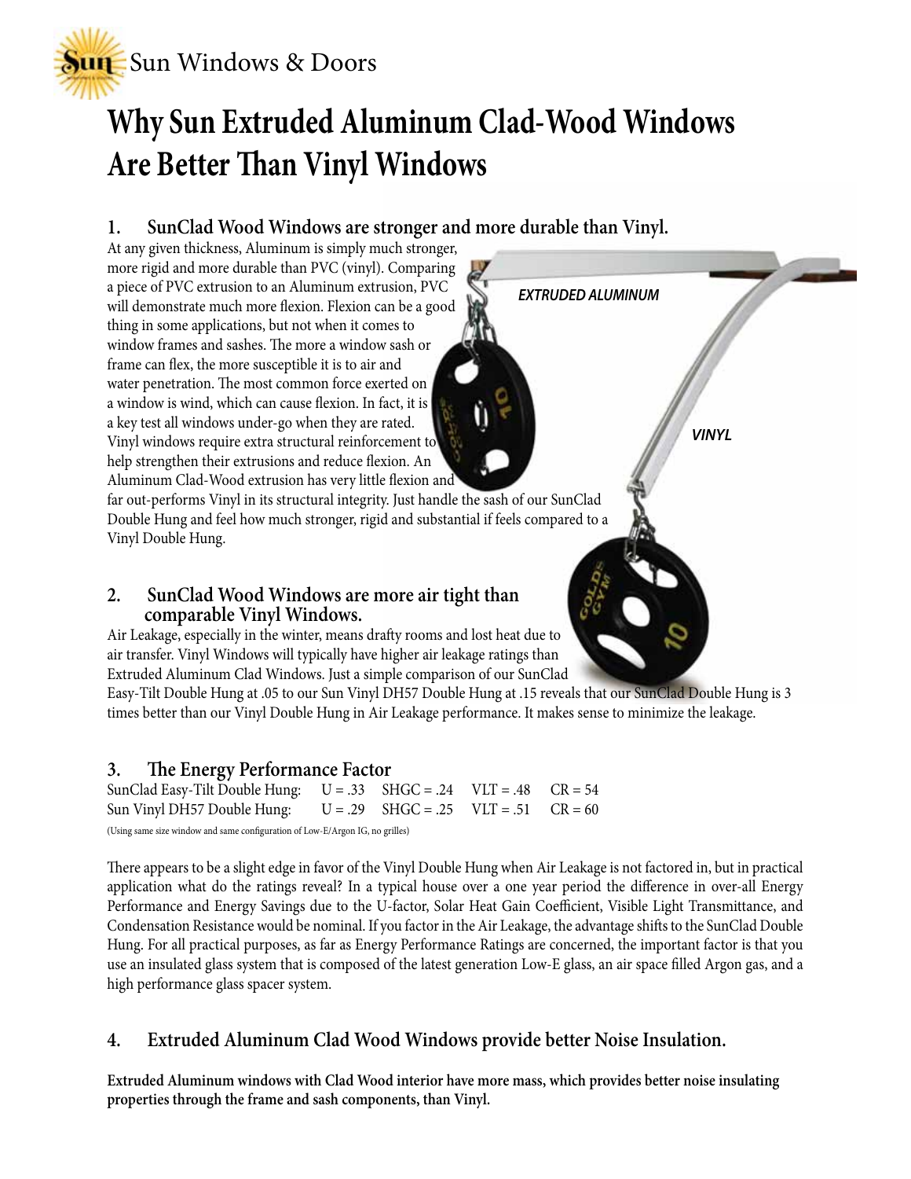Sun Windows & Doors

# Why Sun Extruded Aluminum Clad-Wood Windows Are Better Than Vinyl Windows

## 1. SunClad Wood Windows are stronger and more durable than Vinyl.

At any given thickness, Aluminum is simply much stronger, more rigid and more durable than PVC (vinyl). Comparing a piece of PVC extrusion to an Aluminum extrusion, PVC will demonstrate much more flexion. Flexion can be a good thing in some applications, but not when it comes to window frames and sashes. The more a window sash or frame can flex, the more susceptible it is to air and water penetration. The most common force exerted on a window is wind, which can cause flexion. In fact, it is a key test all windows under-go when they are rated. Vinyl windows require extra structural reinforcement to help strengthen their extrusions and reduce flexion. An Aluminum Clad-Wood extrusion has very little flexion and far out-performs Vinyl in its structural integrity. Just handle the sash of our SunClad Double Hung and feel how much stronger, rigid and substantial if feels compared to a Vinyl Double Hung.

## 2. SunClad Wood Windows are more air tight than comparable Vinyl Windows.

Air Leakage, especially in the winter, means drafty rooms and lost heat due to air transfer. Vinyl Windows will typically have higher air leakage ratings than Extruded Aluminum Clad Windows. Just a simple comparison of our SunClad Easy-Tilt Double Hung at .05 to our Sun Vinyl DH57 Double Hung at .15 reveals that our SunClad Double Hung is 3 times better than our Vinyl Double Hung in Air Leakage performance. It makes sense to minimize the leakage.

## 3. The Energy Performance Factor

| | | | | |
|---|---|---|---|---|
| SunClad Easy-Tilt Double Hung: | U = .33 | SHGC = .24 | VLT = .48 | CR = 54 |
| Sun Vinyl DH57 Double Hung: | U = .29 | SHGC = .25 | VLT = .51 | CR = 60 |

(Using same size window and same configuration of Low-E/Argon IG, no grilles)

There appears to be a slight edge in favor of the Vinyl Double Hung when Air Leakage is not factored in, but in practical application what do the ratings reveal? In a typical house over a one year period the difference in over-all Energy Performance and Energy Savings due to the U-factor, Solar Heat Gain Coefficient, Visible Light Transmittance, and Condensation Resistance would be nominal. If you factor in the Air Leakage, the advantage shifts to the SunClad Double Hung. For all practical purposes, as far as Energy Performance Ratings are concerned, the important factor is that you use an insulated glass system that is composed of the latest generation Low-E glass, an air space filled Argon gas, and a high performance glass spacer system.

## 4. Extruded Aluminum Clad Wood Windows provide better Noise Insulation.

**Extruded Aluminum windows with Clad Wood interior have more mass, which provides better noise insulating properties through the frame and sash components, than Vinyl.**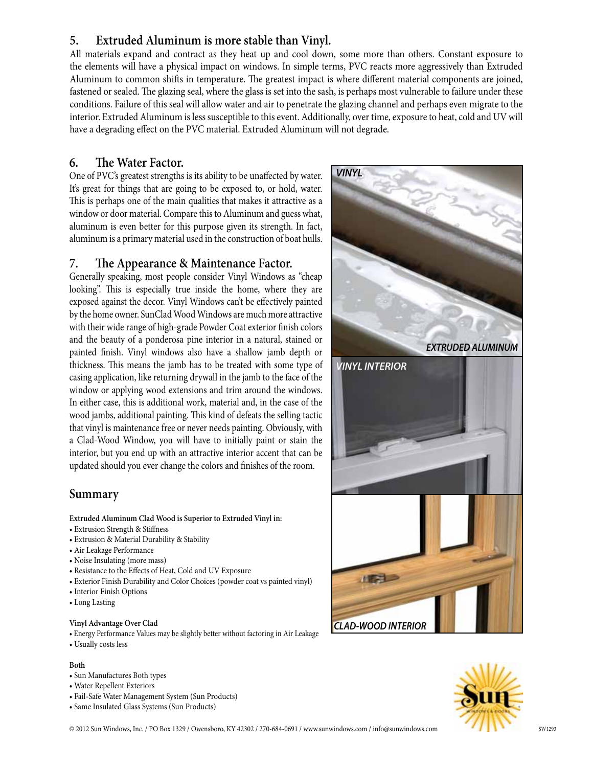## 5. Extruded Aluminum is more stable than Vinyl.

All materials expand and contract as they heat up and cool down, some more than others. Constant exposure to the elements will have a physical impact on windows. In simple terms, PVC reacts more aggressively than Extruded Aluminum to common shifts in temperature. The greatest impact is where different material components are joined, fastened or sealed. The glazing seal, where the glass is set into the sash, is perhaps most vulnerable to failure under these conditions. Failure of this seal will allow water and air to penetrate the glazing channel and perhaps even migrate to the interior. Extruded Aluminum is less susceptible to this event. Additionally, over time, exposure to heat, cold and UV will have a degrading effect on the PVC material. Extruded Aluminum will not degrade.

## 6. The Water Factor.

One of PVC's greatest strengths is its ability to be unaffected by water. It's great for things that are going to be exposed to, or hold, water. This is perhaps one of the main qualities that makes it attractive as a window or door material. Compare this to Aluminum and guess what, aluminum is even better for this purpose given its strength. In fact, aluminum is a primary material used in the construction of boat hulls.

## 7. The Appearance & Maintenance Factor.

Generally speaking, most people consider Vinyl Windows as "cheap looking". This is especially true inside the home, where they are exposed against the decor. Vinyl Windows can't be effectively painted by the home owner. SunClad Wood Windows are much more attractive with their wide range of high-grade Powder Coat exterior finish colors and the beauty of a ponderosa pine interior in a natural, stained or painted finish. Vinyl windows also have a shallow jamb depth or thickness. This means the jamb has to be treated with some type of casing application, like returning drywall in the jamb to the face of the window or applying wood extensions and trim around the windows. In either case, this is additional work, material and, in the case of the wood jambs, additional painting. This kind of defeats the selling tactic that vinyl is maintenance free or never needs painting. Obviously, with a Clad-Wood Window, you will have to initially paint or stain the interior, but you end up with an attractive interior accent that can be updated should you ever change the colors and finishes of the room.

*VINYL*

*EXTRUDED ALUMINUM*

*VINYL INTERIOR*

*CLAD-WOOD INTERIOR*

## Summary

**Extruded Aluminum Clad Wood is Superior to Extruded Vinyl in:**

- Extrusion Strength & Stiffness
- Extrusion & Material Durability & Stability
- Air Leakage Performance
- Noise Insulating (more mass)
- Resistance to the Effects of Heat, Cold and UV Exposure
- Exterior Finish Durability and Color Choices (powder coat vs painted vinyl)
- Interior Finish Options
- Long Lasting

**Vinyl Advantage Over Clad**

- Energy Performance Values may be slightly better without factoring in Air Leakage
- Usually costs less

**Both**

- Sun Manufactures Both types
- Water Repellent Exteriors
- Fail-Safe Water Management System (Sun Products)
- Same Insulated Glass Systems (Sun Products)

© 2012 Sun Windows, Inc. / PO Box 1329 / Owensboro, KY 42302 / 270-684-0691 / www.sunwindows.com / info@sunwindows.com

SW1293